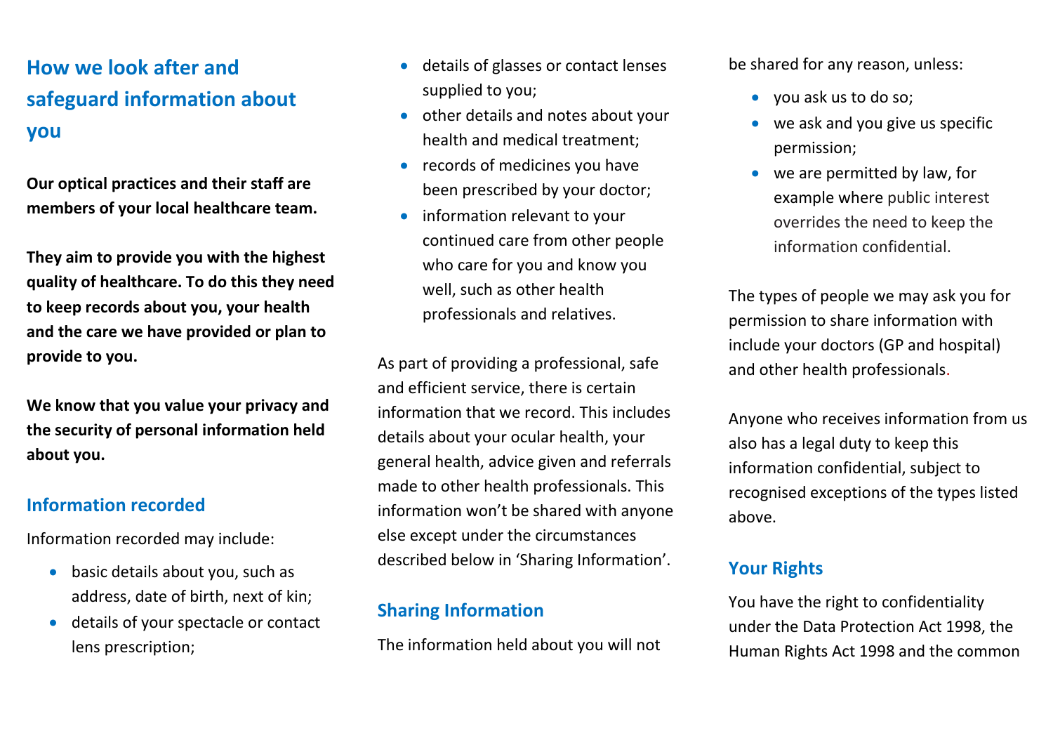## How we look after and safeguard information about you

**Our optical practices and their staff are members of your local healthcare team.**

**They aim to provide you with the highest quality of healthcare. To do this they need to keep records about you, your health and the care we have provided or plan to provide to you.**

**We know that you value your privacy and the security of personal information held about you.**

### Information recorded

Information recorded may include:

- basic details about you, such as address, date of birth, next of kin;
- details of your spectacle or contact lens prescription;
- details of glasses or contact lenses supplied to you;
- other details and notes about your health and medical treatment;
- records of medicines you have been prescribed by your doctor;
- information relevant to your continued care from other people who care for you and know you well, such as other health professionals and relatives.

As part of providing a professional, safe and efficient service, there is certain information that we record. This includes details about your ocular health, your general health, advice given and referrals made to other health professionals. This information won't be shared with anyone else except under the circumstances described below in 'Sharing Information'.

### Sharing Information

The information held about you will not be shared for any reason, unless:

- you ask us to do so;
- we ask and you give us specific permission;
- we are permitted by law, for example where public interest overrides the need to keep the information confidential.

The types of people we may ask you for permission to share information with include your doctors (GP and hospital) and other health professionals.

Anyone who receives information from us also has a legal duty to keep this information confidential, subject to recognised exceptions of the types listed above.

### Your Rights

You have the right to confidentiality under the Data Protection Act 1998, the Human Rights Act 1998 and the common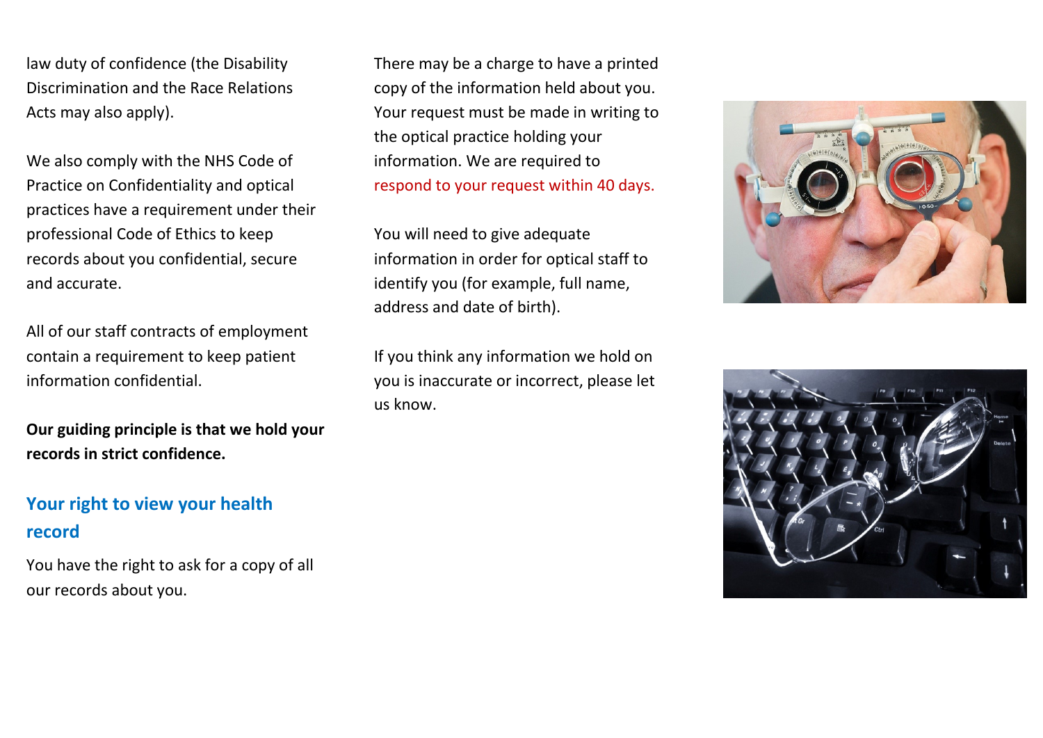law duty of confidence (the Disability Discrimination and the Race Relations Acts may also apply).

We also comply with the NHS Code of Practice on Confidentiality and optical practices have a requirement under their professional Code of Ethics to keep records about you confidential, secure and accurate.

All of our staff contracts of employment contain a requirement to keep patient information confidential.

**Our guiding principle is that we hold your records in strict confidence.**

## Your right to view your health record

You have the right to ask for a copy of all our records about you.

There may be a charge to have a printed copy of the information held about you. Your request must be made in writing to the optical practice holding your information. We are required to respond to your request within 40 days.

You will need to give adequate information in order for optical staff to identify you (for example, full name, address and date of birth).

If you think any information we hold on you is inaccurate or incorrect, please let us know.